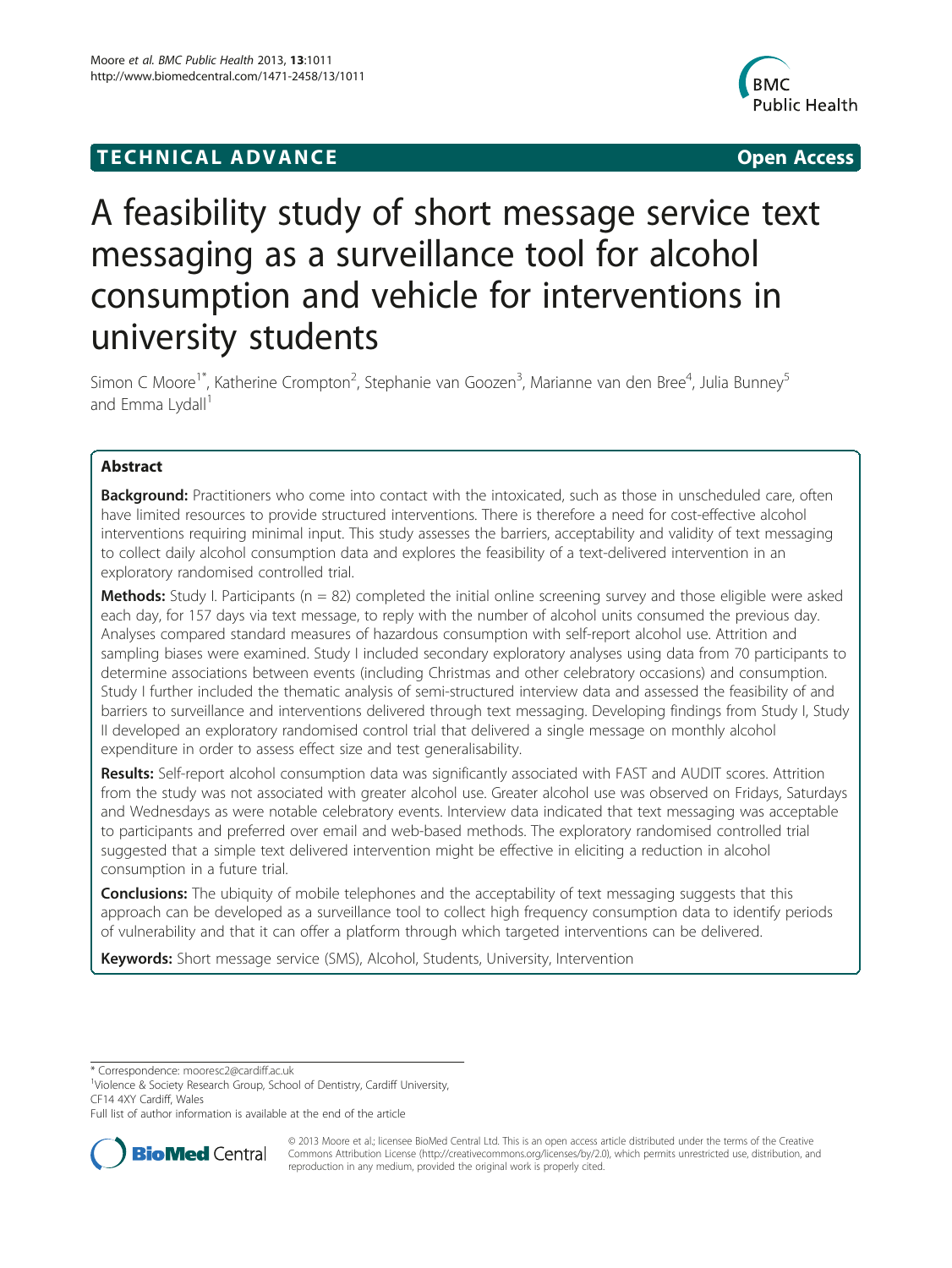TECHNICAL ADVANCE Open Access

# A feasibility study of short message service text messaging as a surveillance tool for alcohol consumption and vehicle for interventions in university students

Simon C Moore[1*], Katherine Crompton[2], Stephanie van Goozen[3], Marianne van den Bree[4], Julia Bunney[5] and Emma Lydall[1]

## Abstract

**Background:** Practitioners who come into contact with the intoxicated, such as those in unscheduled care, often have limited resources to provide structured interventions. There is therefore a need for cost-effective alcohol interventions requiring minimal input. This study assesses the barriers, acceptability and validity of text messaging to collect daily alcohol consumption data and explores the feasibility of a text-delivered intervention in an exploratory randomised controlled trial.

**Methods:** Study I. Participants (n = 82) completed the initial online screening survey and those eligible were asked each day, for 157 days via text message, to reply with the number of alcohol units consumed the previous day. Analyses compared standard measures of hazardous consumption with self-report alcohol use. Attrition and sampling biases were examined. Study I included secondary exploratory analyses using data from 70 participants to determine associations between events (including Christmas and other celebratory occasions) and consumption. Study I further included the thematic analysis of semi-structured interview data and assessed the feasibility of and barriers to surveillance and interventions delivered through text messaging. Developing findings from Study I, Study II developed an exploratory randomised control trial that delivered a single message on monthly alcohol expenditure in order to assess effect size and test generalisability.

**Results:** Self-report alcohol consumption data was significantly associated with FAST and AUDIT scores. Attrition from the study was not associated with greater alcohol use. Greater alcohol use was observed on Fridays, Saturdays and Wednesdays as were notable celebratory events. Interview data indicated that text messaging was acceptable to participants and preferred over email and web-based methods. The exploratory randomised controlled trial suggested that a simple text delivered intervention might be effective in eliciting a reduction in alcohol consumption in a future trial.

**Conclusions:** The ubiquity of mobile telephones and the acceptability of text messaging suggests that this approach can be developed as a surveillance tool to collect high frequency consumption data to identify periods of vulnerability and that it can offer a platform through which targeted interventions can be delivered.

**Keywords:** Short message service (SMS), Alcohol, Students, University, Intervention

---

* Correspondence: mooresc2@cardiff.ac.uk
[1]Violence & Society Research Group, School of Dentistry, Cardiff University, CF14 4XY Cardiff, Wales
Full list of author information is available at the end of the article

© 2013 Moore et al.; licensee BioMed Central Ltd. This is an open access article distributed under the terms of the Creative Commons Attribution License (http://creativecommons.org/licenses/by/2.0), which permits unrestricted use, distribution, and reproduction in any medium, provided the original work is properly cited.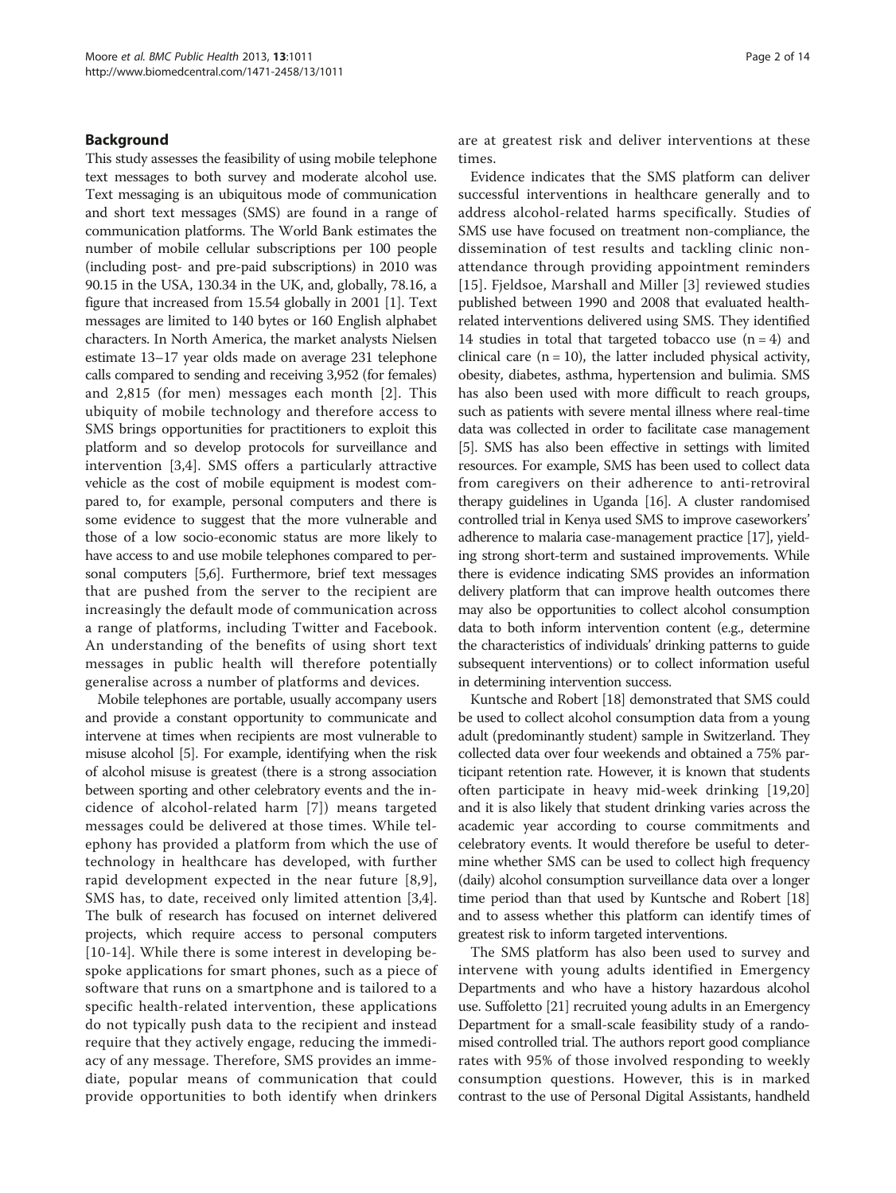## Background

This study assesses the feasibility of using mobile telephone text messages to both survey and moderate alcohol use. Text messaging is an ubiquitous mode of communication and short text messages (SMS) are found in a range of communication platforms. The World Bank estimates the number of mobile cellular subscriptions per 100 people (including post- and pre-paid subscriptions) in 2010 was 90.15 in the USA, 130.34 in the UK, and, globally, 78.16, a figure that increased from 15.54 globally in 2001 [1]. Text messages are limited to 140 bytes or 160 English alphabet characters. In North America, the market analysts Nielsen estimate 13–17 year olds made on average 231 telephone calls compared to sending and receiving 3,952 (for females) and 2,815 (for men) messages each month [2]. This ubiquity of mobile technology and therefore access to SMS brings opportunities for practitioners to exploit this platform and so develop protocols for surveillance and intervention [3,4]. SMS offers a particularly attractive vehicle as the cost of mobile equipment is modest compared to, for example, personal computers and there is some evidence to suggest that the more vulnerable and those of a low socio-economic status are more likely to have access to and use mobile telephones compared to personal computers [5,6]. Furthermore, brief text messages that are pushed from the server to the recipient are increasingly the default mode of communication across a range of platforms, including Twitter and Facebook. An understanding of the benefits of using short text messages in public health will therefore potentially generalise across a number of platforms and devices.

Mobile telephones are portable, usually accompany users and provide a constant opportunity to communicate and intervene at times when recipients are most vulnerable to misuse alcohol [5]. For example, identifying when the risk of alcohol misuse is greatest (there is a strong association between sporting and other celebratory events and the incidence of alcohol-related harm [7]) means targeted messages could be delivered at those times. While telephony has provided a platform from which the use of technology in healthcare has developed, with further rapid development expected in the near future [8,9], SMS has, to date, received only limited attention [3,4]. The bulk of research has focused on internet delivered projects, which require access to personal computers [10-14]. While there is some interest in developing bespoke applications for smart phones, such as a piece of software that runs on a smartphone and is tailored to a specific health-related intervention, these applications do not typically push data to the recipient and instead require that they actively engage, reducing the immediacy of any message. Therefore, SMS provides an immediate, popular means of communication that could provide opportunities to both identify when drinkers are at greatest risk and deliver interventions at these times.

Evidence indicates that the SMS platform can deliver successful interventions in healthcare generally and to address alcohol-related harms specifically. Studies of SMS use have focused on treatment non-compliance, the dissemination of test results and tackling clinic non-attendance through providing appointment reminders [15]. Fjeldsoe, Marshall and Miller [3] reviewed studies published between 1990 and 2008 that evaluated health-related interventions delivered using SMS. They identified 14 studies in total that targeted tobacco use (n = 4) and clinical care (n = 10), the latter included physical activity, obesity, diabetes, asthma, hypertension and bulimia. SMS has also been used with more difficult to reach groups, such as patients with severe mental illness where real-time data was collected in order to facilitate case management [5]. SMS has also been effective in settings with limited resources. For example, SMS has been used to collect data from caregivers on their adherence to anti-retroviral therapy guidelines in Uganda [16]. A cluster randomised controlled trial in Kenya used SMS to improve caseworkers' adherence to malaria case-management practice [17], yielding strong short-term and sustained improvements. While there is evidence indicating SMS provides an information delivery platform that can improve health outcomes there may also be opportunities to collect alcohol consumption data to both inform intervention content (e.g., determine the characteristics of individuals' drinking patterns to guide subsequent interventions) or to collect information useful in determining intervention success.

Kuntsche and Robert [18] demonstrated that SMS could be used to collect alcohol consumption data from a young adult (predominantly student) sample in Switzerland. They collected data over four weekends and obtained a 75% participant retention rate. However, it is known that students often participate in heavy mid-week drinking [19,20] and it is also likely that student drinking varies across the academic year according to course commitments and celebratory events. It would therefore be useful to determine whether SMS can be used to collect high frequency (daily) alcohol consumption surveillance data over a longer time period than that used by Kuntsche and Robert [18] and to assess whether this platform can identify times of greatest risk to inform targeted interventions.

The SMS platform has also been used to survey and intervene with young adults identified in Emergency Departments and who have a history hazardous alcohol use. Suffoletto [21] recruited young adults in an Emergency Department for a small-scale feasibility study of a randomised controlled trial. The authors report good compliance rates with 95% of those involved responding to weekly consumption questions. However, this is in marked contrast to the use of Personal Digital Assistants, handheld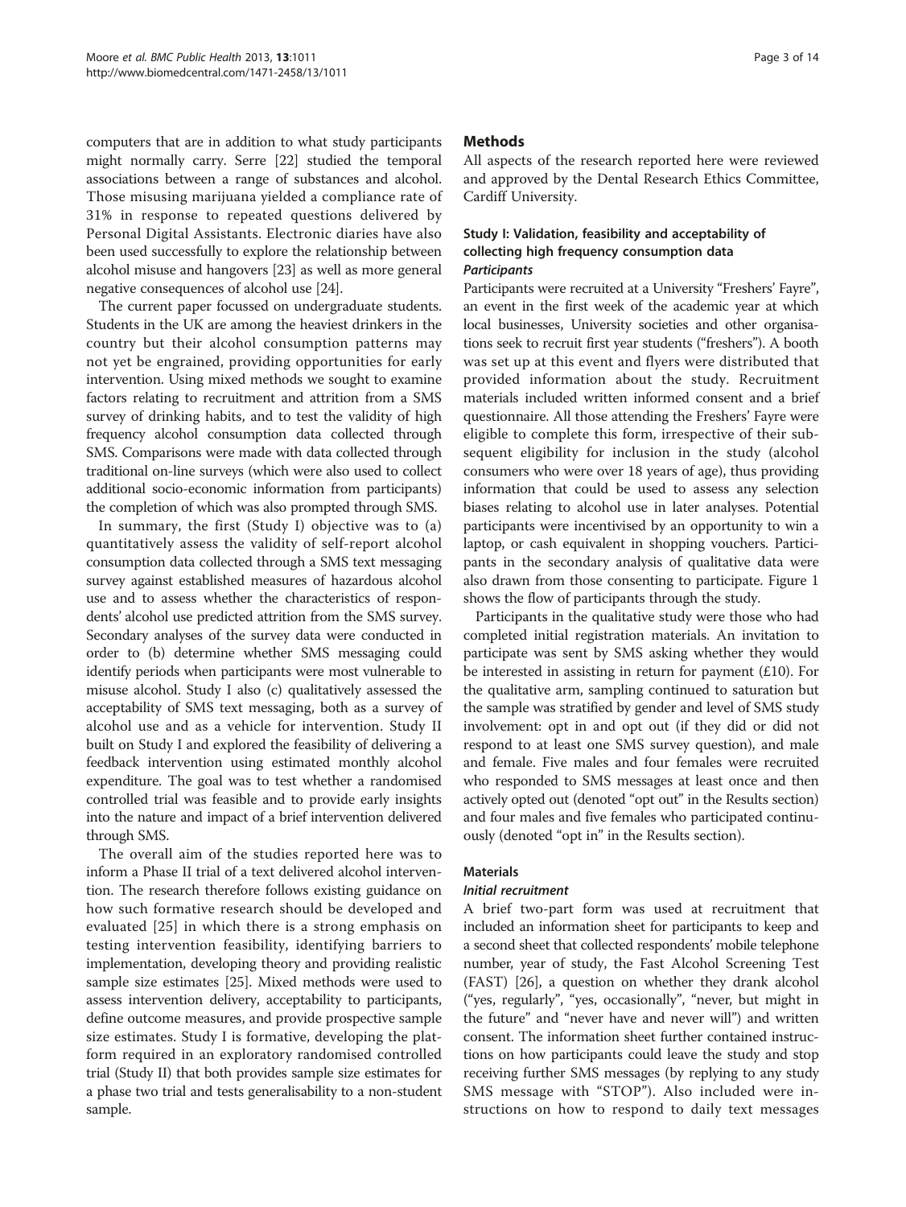computers that are in addition to what study participants might normally carry. Serre [22] studied the temporal associations between a range of substances and alcohol. Those misusing marijuana yielded a compliance rate of 31% in response to repeated questions delivered by Personal Digital Assistants. Electronic diaries have also been used successfully to explore the relationship between alcohol misuse and hangovers [23] as well as more general negative consequences of alcohol use [24].

The current paper focussed on undergraduate students. Students in the UK are among the heaviest drinkers in the country but their alcohol consumption patterns may not yet be engrained, providing opportunities for early intervention. Using mixed methods we sought to examine factors relating to recruitment and attrition from a SMS survey of drinking habits, and to test the validity of high frequency alcohol consumption data collected through SMS. Comparisons were made with data collected through traditional on-line surveys (which were also used to collect additional socio-economic information from participants) the completion of which was also prompted through SMS.

In summary, the first (Study I) objective was to (a) quantitatively assess the validity of self-report alcohol consumption data collected through a SMS text messaging survey against established measures of hazardous alcohol use and to assess whether the characteristics of respondents' alcohol use predicted attrition from the SMS survey. Secondary analyses of the survey data were conducted in order to (b) determine whether SMS messaging could identify periods when participants were most vulnerable to misuse alcohol. Study I also (c) qualitatively assessed the acceptability of SMS text messaging, both as a survey of alcohol use and as a vehicle for intervention. Study II built on Study I and explored the feasibility of delivering a feedback intervention using estimated monthly alcohol expenditure. The goal was to test whether a randomised controlled trial was feasible and to provide early insights into the nature and impact of a brief intervention delivered through SMS.

The overall aim of the studies reported here was to inform a Phase II trial of a text delivered alcohol intervention. The research therefore follows existing guidance on how such formative research should be developed and evaluated [25] in which there is a strong emphasis on testing intervention feasibility, identifying barriers to implementation, developing theory and providing realistic sample size estimates [25]. Mixed methods were used to assess intervention delivery, acceptability to participants, define outcome measures, and provide prospective sample size estimates. Study I is formative, developing the platform required in an exploratory randomised controlled trial (Study II) that both provides sample size estimates for a phase two trial and tests generalisability to a non-student sample.

## Methods

All aspects of the research reported here were reviewed and approved by the Dental Research Ethics Committee, Cardiff University.

### Study I: Validation, feasibility and acceptability of collecting high frequency consumption data

#### *Participants*

Participants were recruited at a University "Freshers' Fayre", an event in the first week of the academic year at which local businesses, University societies and other organisations seek to recruit first year students ("freshers"). A booth was set up at this event and flyers were distributed that provided information about the study. Recruitment materials included written informed consent and a brief questionnaire. All those attending the Freshers' Fayre were eligible to complete this form, irrespective of their subsequent eligibility for inclusion in the study (alcohol consumers who were over 18 years of age), thus providing information that could be used to assess any selection biases relating to alcohol use in later analyses. Potential participants were incentivised by an opportunity to win a laptop, or cash equivalent in shopping vouchers. Participants in the secondary analysis of qualitative data were also drawn from those consenting to participate. Figure 1 shows the flow of participants through the study.

Participants in the qualitative study were those who had completed initial registration materials. An invitation to participate was sent by SMS asking whether they would be interested in assisting in return for payment (£10). For the qualitative arm, sampling continued to saturation but the sample was stratified by gender and level of SMS study involvement: opt in and opt out (if they did or did not respond to at least one SMS survey question), and male and female. Five males and four females were recruited who responded to SMS messages at least once and then actively opted out (denoted "opt out" in the Results section) and four males and five females who participated continuously (denoted "opt in" in the Results section).

### Materials

#### *Initial recruitment*

A brief two-part form was used at recruitment that included an information sheet for participants to keep and a second sheet that collected respondents' mobile telephone number, year of study, the Fast Alcohol Screening Test (FAST) [26], a question on whether they drank alcohol ("yes, regularly", "yes, occasionally", "never, but might in the future" and "never have and never will") and written consent. The information sheet further contained instructions on how participants could leave the study and stop receiving further SMS messages (by replying to any study SMS message with "STOP"). Also included were instructions on how to respond to daily text messages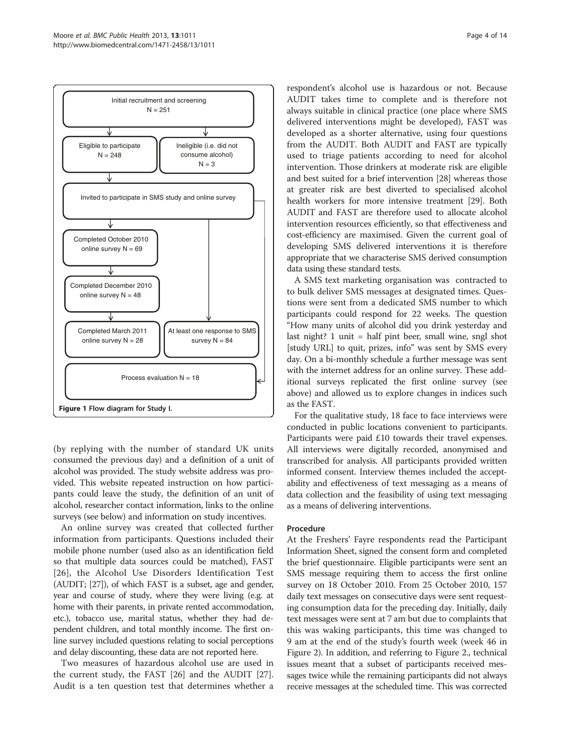Initial recruitment and screening N = 251

Eligible to participate N = 248

Ineligible (i.e. did not consume alcohol) N = 3

Invited to participate in SMS study and online survey

Completed October 2010 online survey N = 69

Completed December 2010 online survey N = 48

Completed March 2011 online survey N = 28

At least one response to SMS survey N = 84

Process evaluation N = 18

**Figure 1 Flow diagram for Study I.**

(by replying with the number of standard UK units consumed the previous day) and a definition of a unit of alcohol was provided. The study website address was provided. This website repeated instruction on how participants could leave the study, the definition of an unit of alcohol, researcher contact information, links to the online surveys (see below) and information on study incentives.

An online survey was created that collected further information from participants. Questions included their mobile phone number (used also as an identification field so that multiple data sources could be matched), FAST [26], the Alcohol Use Disorders Identification Test (AUDIT; [27]), of which FAST is a subset, age and gender, year and course of study, where they were living (e.g. at home with their parents, in private rented accommodation, etc.), tobacco use, marital status, whether they had dependent children, and total monthly income. The first online survey included questions relating to social perceptions and delay discounting, these data are not reported here.

Two measures of hazardous alcohol use are used in the current study, the FAST [26] and the AUDIT [27]. Audit is a ten question test that determines whether a respondent's alcohol use is hazardous or not. Because AUDIT takes time to complete and is therefore not always suitable in clinical practice (one place where SMS delivered interventions might be developed), FAST was developed as a shorter alternative, using four questions from the AUDIT. Both AUDIT and FAST are typically used to triage patients according to need for alcohol intervention. Those drinkers at moderate risk are eligible and best suited for a brief intervention [28] whereas those at greater risk are best diverted to specialised alcohol health workers for more intensive treatment [29]. Both AUDIT and FAST are therefore used to allocate alcohol intervention resources efficiently, so that effectiveness and cost-efficiency are maximised. Given the current goal of developing SMS delivered interventions it is therefore appropriate that we characterise SMS derived consumption data using these standard tests.

A SMS text marketing organisation was contracted to to bulk deliver SMS messages at designated times. Questions were sent from a dedicated SMS number to which participants could respond for 22 weeks. The question "How many units of alcohol did you drink yesterday and last night? 1 unit = half pint beer, small wine, sngl shot [study URL] to quit, prizes, info" was sent by SMS every day. On a bi-monthly schedule a further message was sent with the internet address for an online survey. These additional surveys replicated the first online survey (see above) and allowed us to explore changes in indices such as the FAST.

For the qualitative study, 18 face to face interviews were conducted in public locations convenient to participants. Participants were paid £10 towards their travel expenses. All interviews were digitally recorded, anonymised and transcribed for analysis. All participants provided written informed consent. Interview themes included the acceptability and effectiveness of text messaging as a means of data collection and the feasibility of using text messaging as a means of delivering interventions.

### Procedure

At the Freshers' Fayre respondents read the Participant Information Sheet, signed the consent form and completed the brief questionnaire. Eligible participants were sent an SMS message requiring them to access the first online survey on 18 October 2010. From 25 October 2010, 157 daily text messages on consecutive days were sent requesting consumption data for the preceding day. Initially, daily text messages were sent at 7 am but due to complaints that this was waking participants, this time was changed to 9 am at the end of the study's fourth week (week 46 in Figure 2). In addition, and referring to Figure 2., technical issues meant that a subset of participants received messages twice while the remaining participants did not always receive messages at the scheduled time. This was corrected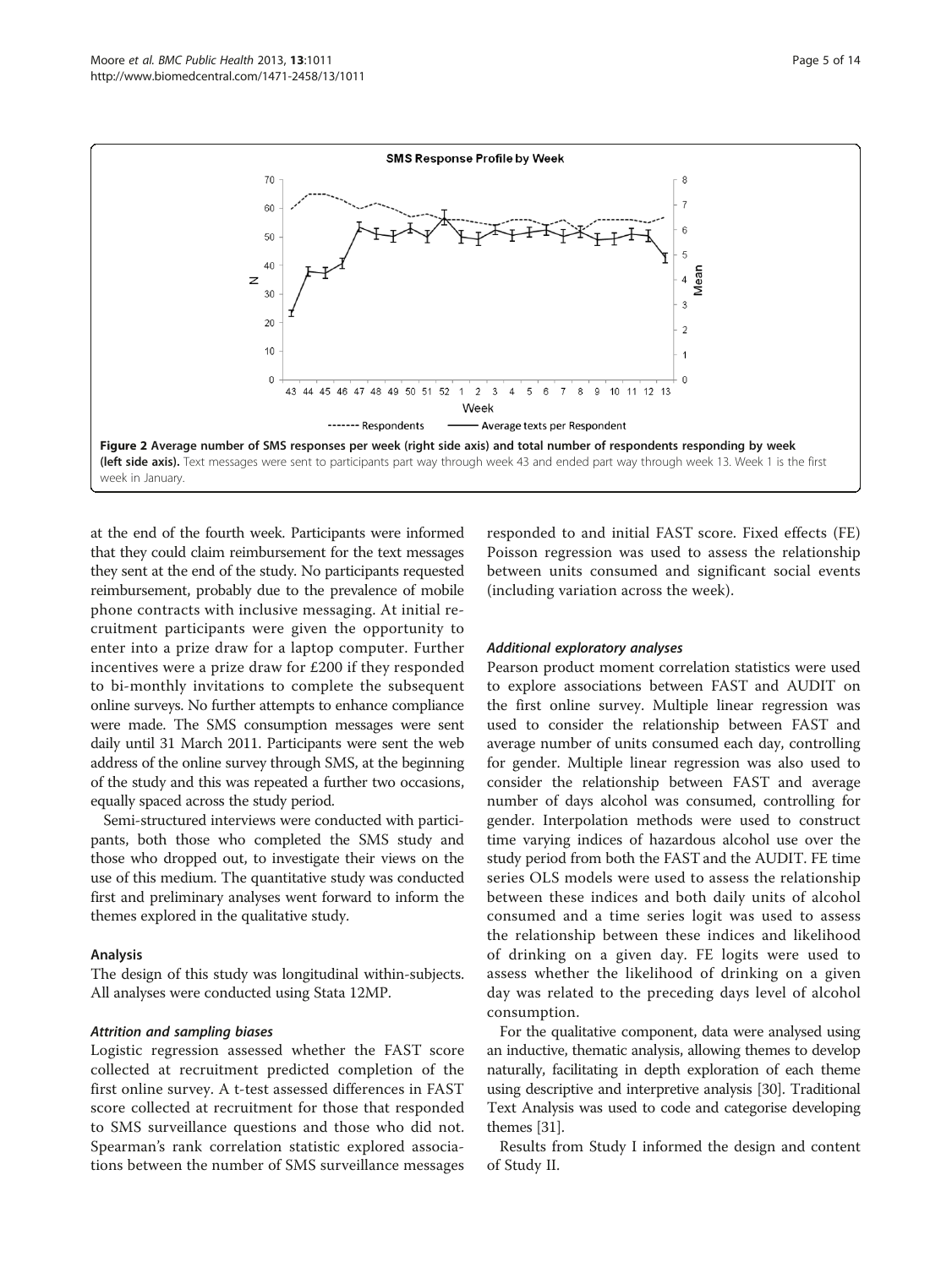**Figure 2 Average number of SMS responses per week (right side axis) and total number of respondents responding by week (left side axis).** Text messages were sent to participants part way through week 43 and ended part way through week 13. Week 1 is the first week in January.

at the end of the fourth week. Participants were informed that they could claim reimbursement for the text messages they sent at the end of the study. No participants requested reimbursement, probably due to the prevalence of mobile phone contracts with inclusive messaging. At initial recruitment participants were given the opportunity to enter into a prize draw for a laptop computer. Further incentives were a prize draw for £200 if they responded to bi-monthly invitations to complete the subsequent online surveys. No further attempts to enhance compliance were made. The SMS consumption messages were sent daily until 31 March 2011. Participants were sent the web address of the online survey through SMS, at the beginning of the study and this was repeated a further two occasions, equally spaced across the study period.

Semi-structured interviews were conducted with participants, both those who completed the SMS study and those who dropped out, to investigate their views on the use of this medium. The quantitative study was conducted first and preliminary analyses went forward to inform the themes explored in the qualitative study.

### Analysis

The design of this study was longitudinal within-subjects. All analyses were conducted using Stata 12MP.

#### *Attrition and sampling biases*

Logistic regression assessed whether the FAST score collected at recruitment predicted completion of the first online survey. A t-test assessed differences in FAST score collected at recruitment for those that responded to SMS surveillance questions and those who did not. Spearman's rank correlation statistic explored associations between the number of SMS surveillance messages responded to and initial FAST score. Fixed effects (FE) Poisson regression was used to assess the relationship between units consumed and significant social events (including variation across the week).

#### *Additional exploratory analyses*

Pearson product moment correlation statistics were used to explore associations between FAST and AUDIT on the first online survey. Multiple linear regression was used to consider the relationship between FAST and average number of units consumed each day, controlling for gender. Multiple linear regression was also used to consider the relationship between FAST and average number of days alcohol was consumed, controlling for gender. Interpolation methods were used to construct time varying indices of hazardous alcohol use over the study period from both the FAST and the AUDIT. FE time series OLS models were used to assess the relationship between these indices and both daily units of alcohol consumed and a time series logit was used to assess the relationship between these indices and likelihood of drinking on a given day. FE logits were used to assess whether the likelihood of drinking on a given day was related to the preceding days level of alcohol consumption.

For the qualitative component, data were analysed using an inductive, thematic analysis, allowing themes to develop naturally, facilitating in depth exploration of each theme using descriptive and interpretive analysis [30]. Traditional Text Analysis was used to code and categorise developing themes [31].

Results from Study I informed the design and content of Study II.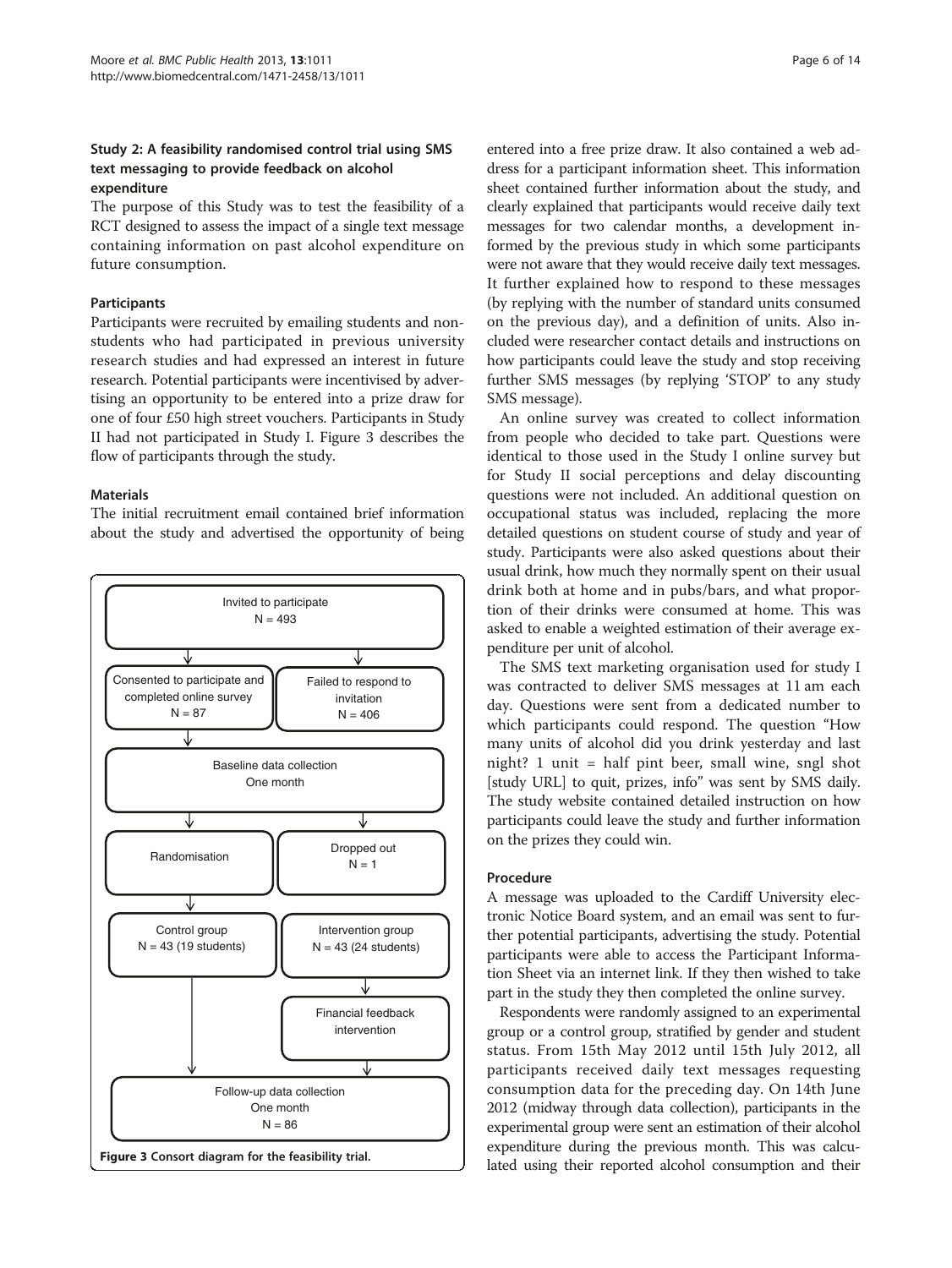### Study 2: A feasibility randomised control trial using SMS text messaging to provide feedback on alcohol expenditure

The purpose of this Study was to test the feasibility of a RCT designed to assess the impact of a single text message containing information on past alcohol expenditure on future consumption.

#### Participants

Participants were recruited by emailing students and non-students who had participated in previous university research studies and had expressed an interest in future research. Potential participants were incentivised by advertising an opportunity to be entered into a prize draw for one of four £50 high street vouchers. Participants in Study II had not participated in Study I. Figure 3 describes the flow of participants through the study.

#### Materials

The initial recruitment email contained brief information about the study and advertised the opportunity of being entered into a free prize draw. It also contained a web address for a participant information sheet. This information sheet contained further information about the study, and clearly explained that participants would receive daily text messages for two calendar months, a development informed by the previous study in which some participants were not aware that they would receive daily text messages. It further explained how to respond to these messages (by replying with the number of standard units consumed on the previous day), and a definition of units. Also included were researcher contact details and instructions on how participants could leave the study and stop receiving further SMS messages (by replying 'STOP' to any study SMS message).

An online survey was created to collect information from people who decided to take part. Questions were identical to those used in the Study I online survey but for Study II social perceptions and delay discounting questions were not included. An additional question on occupational status was included, replacing the more detailed questions on student course of study and year of study. Participants were also asked questions about their usual drink, how much they normally spent on their usual drink both at home and in pubs/bars, and what proportion of their drinks were consumed at home. This was asked to enable a weighted estimation of their average expenditure per unit of alcohol.

The SMS text marketing organisation used for study I was contracted to deliver SMS messages at 11 am each day. Questions were sent from a dedicated number to which participants could respond. The question "How many units of alcohol did you drink yesterday and last night? 1 unit = half pint beer, small wine, sngl shot [study URL] to quit, prizes, info" was sent by SMS daily. The study website contained detailed instruction on how participants could leave the study and further information on the prizes they could win.

Invited to participate
N = 493

→ Consented to participate and completed online survey N = 87
→ Failed to respond to invitation N = 406

Baseline data collection
One month

→ Randomisation
→ Dropped out N = 1

Control group N = 43 (19 students) | Intervention group N = 43 (24 students)

Financial feedback intervention (intervention group)

Follow-up data collection
One month
N = 86

**Figure 3** Consort diagram for the feasibility trial.

#### Procedure

A message was uploaded to the Cardiff University electronic Notice Board system, and an email was sent to further potential participants, advertising the study. Potential participants were able to access the Participant Information Sheet via an internet link. If they then wished to take part in the study they then completed the online survey.

Respondents were randomly assigned to an experimental group or a control group, stratified by gender and student status. From 15th May 2012 until 15th July 2012, all participants received daily text messages requesting consumption data for the preceding day. On 14th June 2012 (midway through data collection), participants in the experimental group were sent an estimation of their alcohol expenditure during the previous month. This was calculated using their reported alcohol consumption and their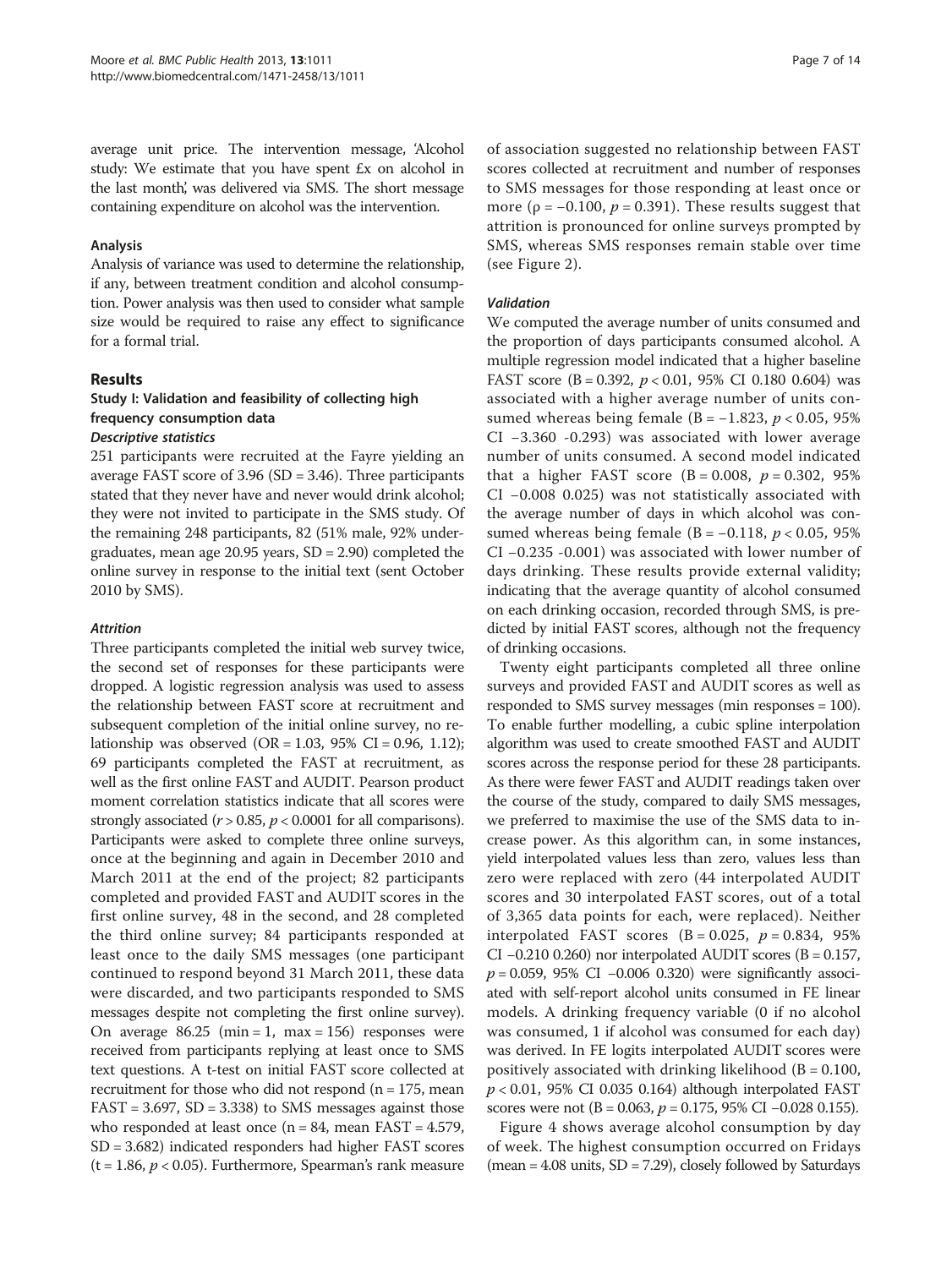average unit price. The intervention message, 'Alcohol study: We estimate that you have spent £x on alcohol in the last month', was delivered via SMS. The short message containing expenditure on alcohol was the intervention.

#### Analysis

Analysis of variance was used to determine the relationship, if any, between treatment condition and alcohol consumption. Power analysis was then used to consider what sample size would be required to raise any effect to significance for a formal trial.

## Results

### Study I: Validation and feasibility of collecting high frequency consumption data

#### *Descriptive statistics*

251 participants were recruited at the Fayre yielding an average FAST score of 3.96 (SD = 3.46). Three participants stated that they never have and never would drink alcohol; they were not invited to participate in the SMS study. Of the remaining 248 participants, 82 (51% male, 92% undergraduates, mean age 20.95 years, SD = 2.90) completed the online survey in response to the initial text (sent October 2010 by SMS).

#### *Attrition*

Three participants completed the initial web survey twice, the second set of responses for these participants were dropped. A logistic regression analysis was used to assess the relationship between FAST score at recruitment and subsequent completion of the initial online survey, no relationship was observed (OR = 1.03, 95% CI = 0.96, 1.12); 69 participants completed the FAST at recruitment, as well as the first online FAST and AUDIT. Pearson product moment correlation statistics indicate that all scores were strongly associated ($r > 0.85$, $p < 0.0001$ for all comparisons). Participants were asked to complete three online surveys, once at the beginning and again in December 2010 and March 2011 at the end of the project; 82 participants completed and provided FAST and AUDIT scores in the first online survey, 48 in the second, and 28 completed the third online survey; 84 participants responded at least once to the daily SMS messages (one participant continued to respond beyond 31 March 2011, these data were discarded, and two participants responded to SMS messages despite not completing the first online survey). On average 86.25 (min = 1, max = 156) responses were received from participants replying at least once to SMS text questions. A t-test on initial FAST score collected at recruitment for those who did not respond (n = 175, mean FAST = 3.697, SD = 3.338) to SMS messages against those who responded at least once (n = 84, mean FAST = 4.579, SD = 3.682) indicated responders had higher FAST scores (t = 1.86, $p < 0.05$). Furthermore, Spearman's rank measure of association suggested no relationship between FAST scores collected at recruitment and number of responses to SMS messages for those responding at least once or more ($\rho = -0.100$, $p = 0.391$). These results suggest that attrition is pronounced for online surveys prompted by SMS, whereas SMS responses remain stable over time (see Figure 2).

#### *Validation*

We computed the average number of units consumed and the proportion of days participants consumed alcohol. A multiple regression model indicated that a higher baseline FAST score (B = 0.392, $p < 0.01$, 95% CI 0.180 0.604) was associated with a higher average number of units consumed whereas being female (B = −1.823, $p < 0.05$, 95% CI −3.360 -0.293) was associated with lower average number of units consumed. A second model indicated that a higher FAST score (B = 0.008, $p = 0.302$, 95% CI −0.008 0.025) was not statistically associated with the average number of days in which alcohol was consumed whereas being female (B = −0.118, $p < 0.05$, 95% CI −0.235 -0.001) was associated with lower number of days drinking. These results provide external validity; indicating that the average quantity of alcohol consumed on each drinking occasion, recorded through SMS, is predicted by initial FAST scores, although not the frequency of drinking occasions.

Twenty eight participants completed all three online surveys and provided FAST and AUDIT scores as well as responded to SMS survey messages (min responses = 100). To enable further modelling, a cubic spline interpolation algorithm was used to create smoothed FAST and AUDIT scores across the response period for these 28 participants. As there were fewer FAST and AUDIT readings taken over the course of the study, compared to daily SMS messages, we preferred to maximise the use of the SMS data to increase power. As this algorithm can, in some instances, yield interpolated values less than zero, values less than zero were replaced with zero (44 interpolated AUDIT scores and 30 interpolated FAST scores, out of a total of 3,365 data points for each, were replaced). Neither interpolated FAST scores (B = 0.025, $p = 0.834$, 95% CI −0.210 0.260) nor interpolated AUDIT scores (B = 0.157, $p = 0.059$, 95% CI −0.006 0.320) were significantly associated with self-report alcohol units consumed in FE linear models. A drinking frequency variable (0 if no alcohol was consumed, 1 if alcohol was consumed for each day) was derived. In FE logits interpolated AUDIT scores were positively associated with drinking likelihood (B = 0.100, $p < 0.01$, 95% CI 0.035 0.164) although interpolated FAST scores were not (B = 0.063, $p = 0.175$, 95% CI −0.028 0.155).

Figure 4 shows average alcohol consumption by day of week. The highest consumption occurred on Fridays (mean = 4.08 units, SD = 7.29), closely followed by Saturdays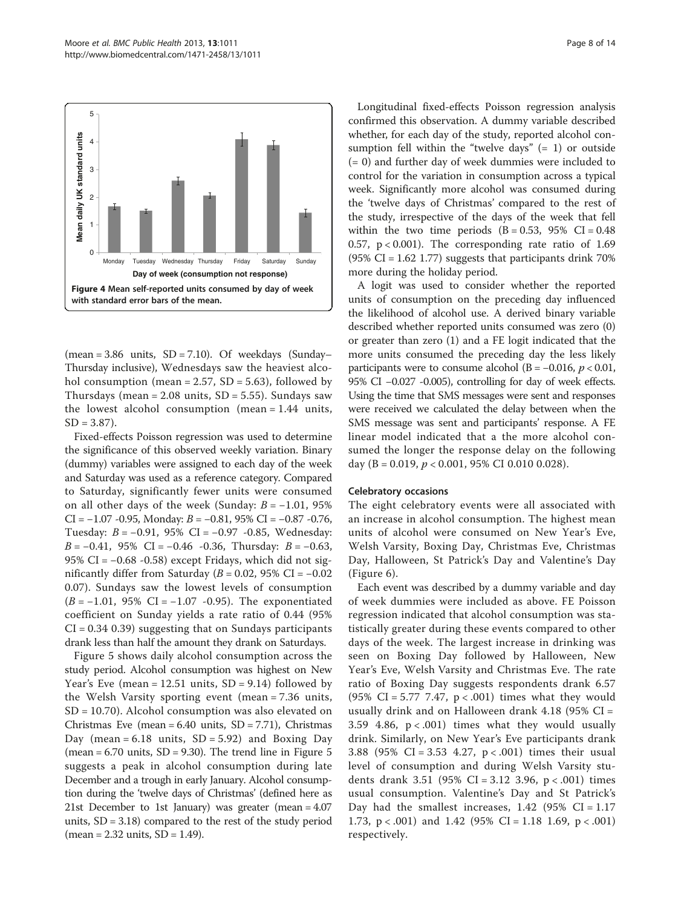Figure 4 Mean self-reported units consumed by day of week with standard error bars of the mean.

(mean = 3.86 units, SD = 7.10). Of weekdays (Sunday–Thursday inclusive), Wednesdays saw the heaviest alcohol consumption (mean = 2.57, SD = 5.63), followed by Thursdays (mean = 2.08 units, SD = 5.55). Sundays saw the lowest alcohol consumption (mean = 1.44 units, SD = 3.87).

Fixed-effects Poisson regression was used to determine the significance of this observed weekly variation. Binary (dummy) variables were assigned to each day of the week and Saturday was used as a reference category. Compared to Saturday, significantly fewer units were consumed on all other days of the week (Sunday: $B = -1.01$, 95% CI = −1.07 -0.95, Monday: $B = -0.81$, 95% CI = −0.87 -0.76, Tuesday: $B = -0.91$, 95% CI = −0.97 -0.85, Wednesday: $B = -0.41$, 95% CI = −0.46 -0.36, Thursday: $B = -0.63$, 95% CI = −0.68 -0.58) except Fridays, which did not significantly differ from Saturday ($B = 0.02$, 95% CI = −0.02 0.07). Sundays saw the lowest levels of consumption ($B = -1.01$, 95% CI = −1.07 -0.95). The exponentiated coefficient on Sunday yields a rate ratio of 0.44 (95% CI = 0.34 0.39) suggesting that on Sundays participants drank less than half the amount they drank on Saturdays.

Figure 5 shows daily alcohol consumption across the study period. Alcohol consumption was highest on New Year's Eve (mean = 12.51 units, SD = 9.14) followed by the Welsh Varsity sporting event (mean = 7.36 units, SD = 10.70). Alcohol consumption was also elevated on Christmas Eve (mean = 6.40 units, SD = 7.71), Christmas Day (mean = 6.18 units, SD = 5.92) and Boxing Day (mean = 6.70 units, SD = 9.30). The trend line in Figure 5 suggests a peak in alcohol consumption during late December and a trough in early January. Alcohol consumption during the 'twelve days of Christmas' (defined here as 21st December to 1st January) was greater (mean = 4.07 units, SD = 3.18) compared to the rest of the study period (mean = 2.32 units, SD = 1.49).

Longitudinal fixed-effects Poisson regression analysis confirmed this observation. A dummy variable described whether, for each day of the study, reported alcohol consumption fell within the "twelve days" (= 1) or outside (= 0) and further day of week dummies were included to control for the variation in consumption across a typical week. Significantly more alcohol was consumed during the 'twelve days of Christmas' compared to the rest of the study, irrespective of the days of the week that fell within the two time periods (B = 0.53, 95% CI = 0.48 0.57, $p < 0.001$). The corresponding rate ratio of 1.69 (95% CI = 1.62 1.77) suggests that participants drink 70% more during the holiday period.

A logit was used to consider whether the reported units of consumption on the preceding day influenced the likelihood of alcohol use. A derived binary variable described whether reported units consumed was zero (0) or greater than zero (1) and a FE logit indicated that the more units consumed the preceding day the less likely participants were to consume alcohol (B = −0.016, $p < 0.01$, 95% CI −0.027 -0.005), controlling for day of week effects. Using the time that SMS messages were sent and responses were received we calculated the delay between when the SMS message was sent and participants' response. A FE linear model indicated that a the more alcohol consumed the longer the response delay on the following day (B = 0.019, $p < 0.001$, 95% CI 0.010 0.028).

### Celebratory occasions

The eight celebratory events were all associated with an increase in alcohol consumption. The highest mean units of alcohol were consumed on New Year's Eve, Welsh Varsity, Boxing Day, Christmas Eve, Christmas Day, Halloween, St Patrick's Day and Valentine's Day (Figure 6).

Each event was described by a dummy variable and day of week dummies were included as above. FE Poisson regression indicated that alcohol consumption was statistically greater during these events compared to other days of the week. The largest increase in drinking was seen on Boxing Day followed by Halloween, New Year's Eve, Welsh Varsity and Christmas Eve. The rate ratio of Boxing Day suggests respondents drank 6.57 (95% CI = 5.77 7.47, $p < .001$) times what they would usually drink and on Halloween drank 4.18 (95% CI = 3.59 4.86, $p < .001$) times what they would usually drink. Similarly, on New Year's Eve participants drank 3.88 (95% CI = 3.53 4.27, $p < .001$) times their usual level of consumption and during Welsh Varsity students drank 3.51 (95% CI = 3.12 3.96, $p < .001$) times usual consumption. Valentine's Day and St Patrick's Day had the smallest increases, 1.42 (95% CI = 1.17 1.73, $p < .001$) and 1.42 (95% CI = 1.18 1.69, $p < .001$) respectively.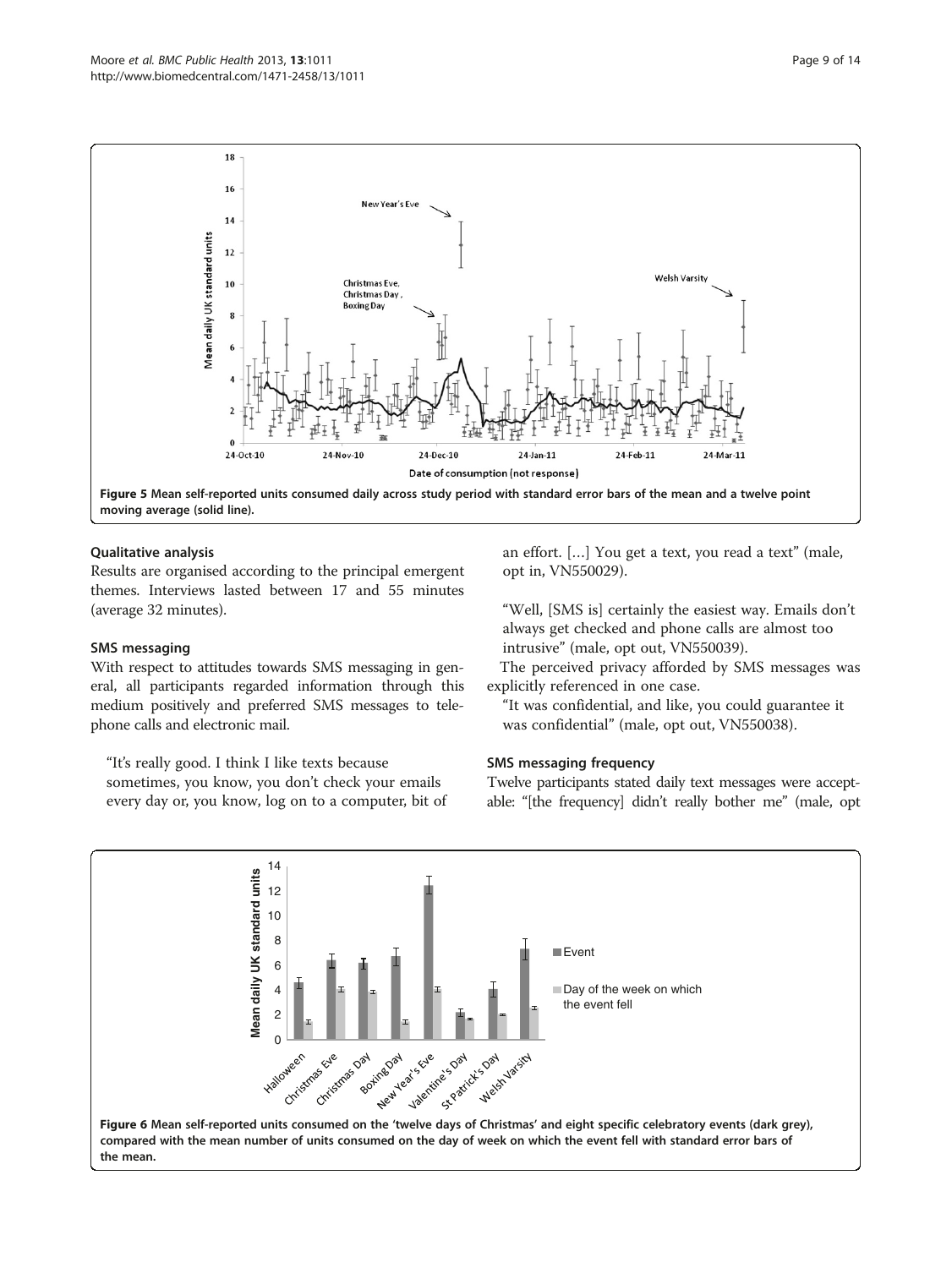Figure 5 Mean self-reported units consumed daily across study period with standard error bars of the mean and a twelve point moving average (solid line).

### Qualitative analysis

Results are organised according to the principal emergent themes. Interviews lasted between 17 and 55 minutes (average 32 minutes).

### SMS messaging

With respect to attitudes towards SMS messaging in general, all participants regarded information through this medium positively and preferred SMS messages to telephone calls and electronic mail.

> "It's really good. I think I like texts because sometimes, you know, you don't check your emails every day or, you know, log on to a computer, bit of an effort. [...] You get a text, you read a text" (male, opt in, VN550029).

> "Well, [SMS is] certainly the easiest way. Emails don't always get checked and phone calls are almost too intrusive" (male, opt out, VN550039).

The perceived privacy afforded by SMS messages was explicitly referenced in one case.

> "It was confidential, and like, you could guarantee it was confidential" (male, opt out, VN550038).

### SMS messaging frequency

Twelve participants stated daily text messages were acceptable: "[the frequency] didn't really bother me" (male, opt

Figure 6 Mean self-reported units consumed on the 'twelve days of Christmas' and eight specific celebratory events (dark grey), compared with the mean number of units consumed on the day of week on which the event fell with standard error bars of the mean.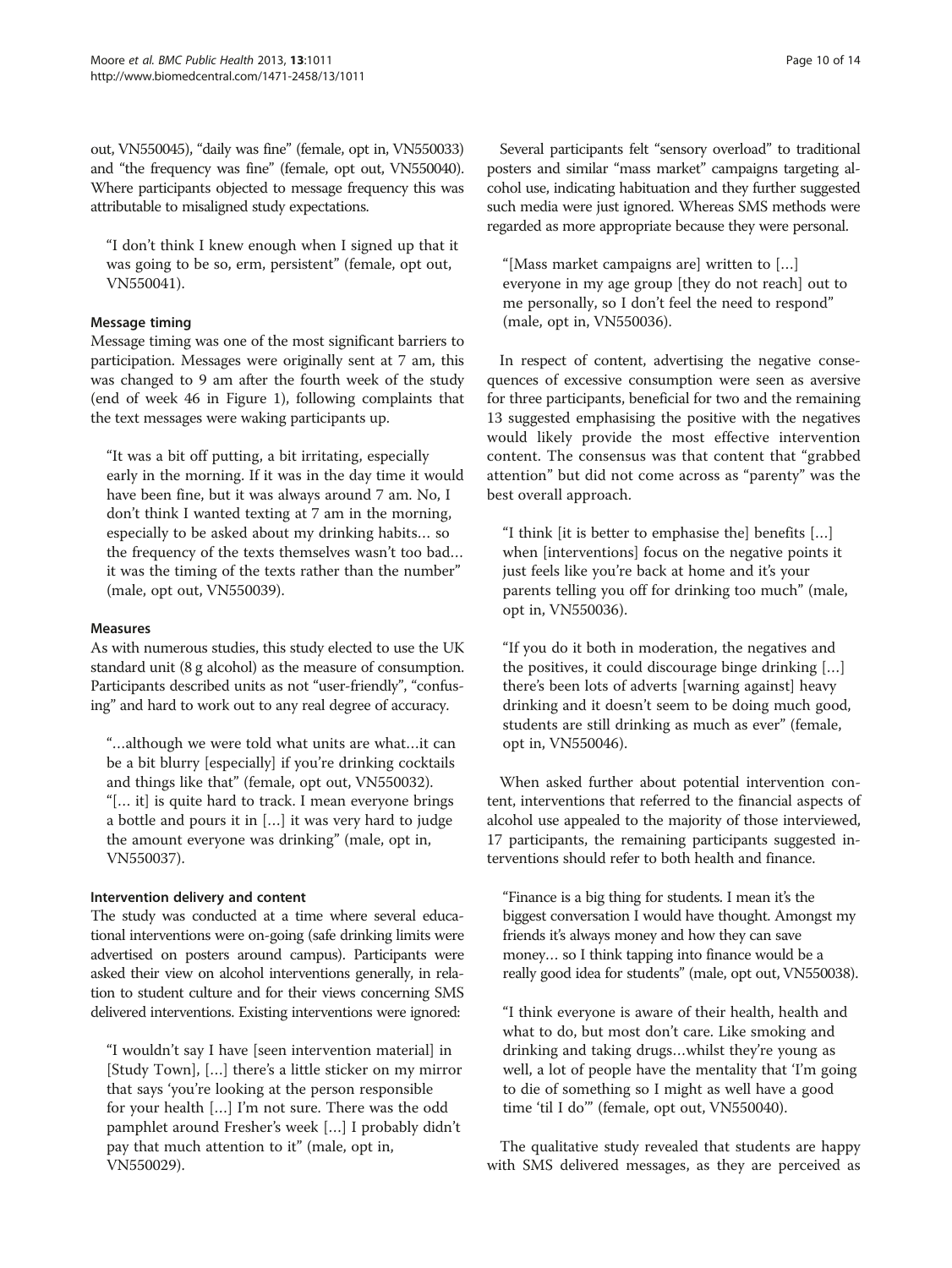out, VN550045), "daily was fine" (female, opt in, VN550033) and "the frequency was fine" (female, opt out, VN550040). Where participants objected to message frequency this was attributable to misaligned study expectations.

> "I don't think I knew enough when I signed up that it was going to be so, erm, persistent" (female, opt out, VN550041).

#### Message timing

Message timing was one of the most significant barriers to participation. Messages were originally sent at 7 am, this was changed to 9 am after the fourth week of the study (end of week 46 in Figure 1), following complaints that the text messages were waking participants up.

> "It was a bit off putting, a bit irritating, especially early in the morning. If it was in the day time it would have been fine, but it was always around 7 am. No, I don't think I wanted texting at 7 am in the morning, especially to be asked about my drinking habits… so the frequency of the texts themselves wasn't too bad… it was the timing of the texts rather than the number" (male, opt out, VN550039).

#### Measures

As with numerous studies, this study elected to use the UK standard unit (8 g alcohol) as the measure of consumption. Participants described units as not "user-friendly", "confusing" and hard to work out to any real degree of accuracy.

> "…although we were told what units are what…it can be a bit blurry [especially] if you're drinking cocktails and things like that" (female, opt out, VN550032).
> "[… it] is quite hard to track. I mean everyone brings a bottle and pours it in […] it was very hard to judge the amount everyone was drinking" (male, opt in, VN550037).

#### Intervention delivery and content

The study was conducted at a time where several educational interventions were on-going (safe drinking limits were advertised on posters around campus). Participants were asked their view on alcohol interventions generally, in relation to student culture and for their views concerning SMS delivered interventions. Existing interventions were ignored:

> "I wouldn't say I have [seen intervention material] in [Study Town], […] there's a little sticker on my mirror that says 'you're looking at the person responsible for your health […] I'm not sure. There was the odd pamphlet around Fresher's week […] I probably didn't pay that much attention to it" (male, opt in, VN550029).

Several participants felt "sensory overload" to traditional posters and similar "mass market" campaigns targeting alcohol use, indicating habituation and they further suggested such media were just ignored. Whereas SMS methods were regarded as more appropriate because they were personal.

> "[Mass market campaigns are] written to […] everyone in my age group [they do not reach] out to me personally, so I don't feel the need to respond" (male, opt in, VN550036).

In respect of content, advertising the negative consequences of excessive consumption were seen as aversive for three participants, beneficial for two and the remaining 13 suggested emphasising the positive with the negatives would likely provide the most effective intervention content. The consensus was that content that "grabbed attention" but did not come across as "parenty" was the best overall approach.

> "I think [it is better to emphasise the] benefits […] when [interventions] focus on the negative points it just feels like you're back at home and it's your parents telling you off for drinking too much" (male, opt in, VN550036).

> "If you do it both in moderation, the negatives and the positives, it could discourage binge drinking […] there's been lots of adverts [warning against] heavy drinking and it doesn't seem to be doing much good, students are still drinking as much as ever" (female, opt in, VN550046).

When asked further about potential intervention content, interventions that referred to the financial aspects of alcohol use appealed to the majority of those interviewed, 17 participants, the remaining participants suggested interventions should refer to both health and finance.

> "Finance is a big thing for students. I mean it's the biggest conversation I would have thought. Amongst my friends it's always money and how they can save money… so I think tapping into finance would be a really good idea for students" (male, opt out, VN550038).

> "I think everyone is aware of their health, health and what to do, but most don't care. Like smoking and drinking and taking drugs…whilst they're young as well, a lot of people have the mentality that 'I'm going to die of something so I might as well have a good time 'til I do'" (female, opt out, VN550040).

The qualitative study revealed that students are happy with SMS delivered messages, as they are perceived as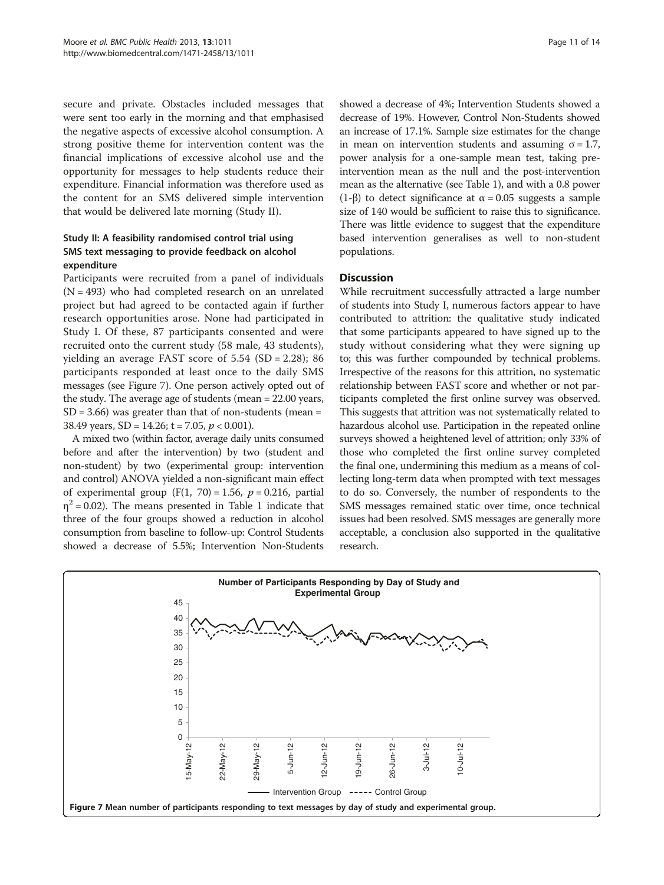secure and private. Obstacles included messages that were sent too early in the morning and that emphasised the negative aspects of excessive alcohol consumption. A strong positive theme for intervention content was the financial implications of excessive alcohol use and the opportunity for messages to help students reduce their expenditure. Financial information was therefore used as the content for an SMS delivered simple intervention that would be delivered late morning (Study II).

### Study II: A feasibility randomised control trial using SMS text messaging to provide feedback on alcohol expenditure

Participants were recruited from a panel of individuals (N = 493) who had completed research on an unrelated project but had agreed to be contacted again if further research opportunities arose. None had participated in Study I. Of these, 87 participants consented and were recruited onto the current study (58 male, 43 students), yielding an average FAST score of 5.54 (SD = 2.28); 86 participants responded at least once to the daily SMS messages (see Figure 7). One person actively opted out of the study. The average age of students (mean = 22.00 years, SD = 3.66) was greater than that of non-students (mean = 38.49 years, SD = 14.26; t = 7.05, $p < 0.001$).

A mixed two (within factor, average daily units consumed before and after the intervention) by two (student and non-student) by two (experimental group: intervention and control) ANOVA yielded a non-significant main effect of experimental group ($F(1, 70) = 1.56$, $p = 0.216$, partial $\eta^2 = 0.02$). The means presented in Table 1 indicate that three of the four groups showed a reduction in alcohol consumption from baseline to follow-up: Control Students showed a decrease of 5.5%; Intervention Non-Students showed a decrease of 4%; Intervention Students showed a decrease of 19%. However, Control Non-Students showed an increase of 17.1%. Sample size estimates for the change in mean on intervention students and assuming $\sigma = 1.7$, power analysis for a one-sample mean test, taking pre-intervention mean as the null and the post-intervention mean as the alternative (see Table 1), and with a 0.8 power (1-β) to detect significance at $\alpha = 0.05$ suggests a sample size of 140 would be sufficient to raise this to significance. There was little evidence to suggest that the expenditure based intervention generalises as well to non-student populations.

## Discussion

While recruitment successfully attracted a large number of students into Study I, numerous factors appear to have contributed to attrition: the qualitative study indicated that some participants appeared to have signed up to the study without considering what they were signing up to; this was further compounded by technical problems. Irrespective of the reasons for this attrition, no systematic relationship between FAST score and whether or not participants completed the first online survey was observed. This suggests that attrition was not systematically related to hazardous alcohol use. Participation in the repeated online surveys showed a heightened level of attrition; only 33% of those who completed the first online survey completed the final one, undermining this medium as a means of collecting long-term data when prompted with text messages to do so. Conversely, the number of respondents to the SMS messages remained static over time, once technical issues had been resolved. SMS messages are generally more acceptable, a conclusion also supported in the qualitative research.

**Figure 7** Mean number of participants responding to text messages by day of study and experimental group.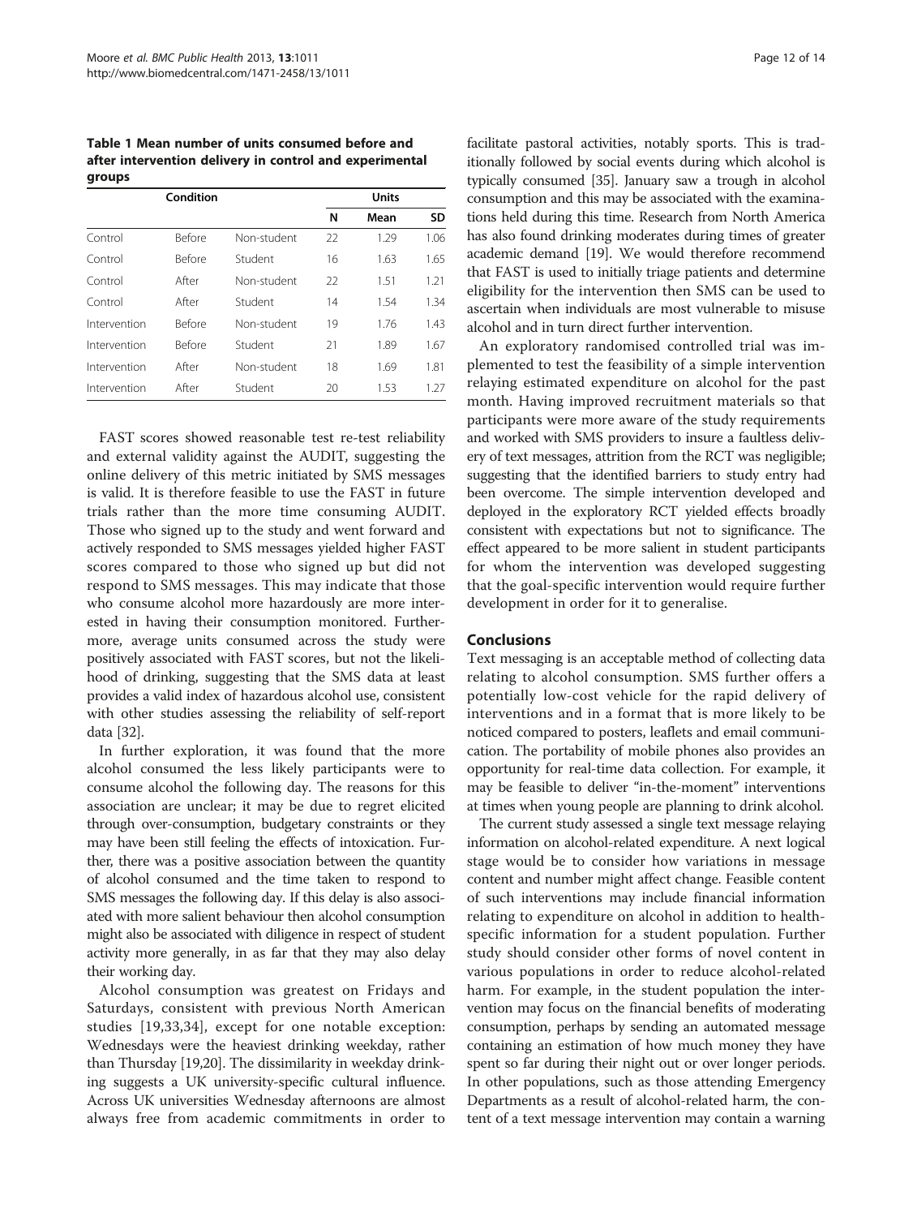**Table 1 Mean number of units consumed before and after intervention delivery in control and experimental groups**

| Condition | | | Units | | |
|---|---|---|---|---|---|
| | | | N | Mean | SD |
| Control | Before | Non-student | 22 | 1.29 | 1.06 |
| Control | Before | Student | 16 | 1.63 | 1.65 |
| Control | After | Non-student | 22 | 1.51 | 1.21 |
| Control | After | Student | 14 | 1.54 | 1.34 |
| Intervention | Before | Non-student | 19 | 1.76 | 1.43 |
| Intervention | Before | Student | 21 | 1.89 | 1.67 |
| Intervention | After | Non-student | 18 | 1.69 | 1.81 |
| Intervention | After | Student | 20 | 1.53 | 1.27 |

FAST scores showed reasonable test re-test reliability and external validity against the AUDIT, suggesting the online delivery of this metric initiated by SMS messages is valid. It is therefore feasible to use the FAST in future trials rather than the more time consuming AUDIT. Those who signed up to the study and went forward and actively responded to SMS messages yielded higher FAST scores compared to those who signed up but did not respond to SMS messages. This may indicate that those who consume alcohol more hazardously are more interested in having their consumption monitored. Furthermore, average units consumed across the study were positively associated with FAST scores, but not the likelihood of drinking, suggesting that the SMS data at least provides a valid index of hazardous alcohol use, consistent with other studies assessing the reliability of self-report data [32].

In further exploration, it was found that the more alcohol consumed the less likely participants were to consume alcohol the following day. The reasons for this association are unclear; it may be due to regret elicited through over-consumption, budgetary constraints or they may have been still feeling the effects of intoxication. Further, there was a positive association between the quantity of alcohol consumed and the time taken to respond to SMS messages the following day. If this delay is also associated with more salient behaviour then alcohol consumption might also be associated with diligence in respect of student activity more generally, in as far that they may also delay their working day.

Alcohol consumption was greatest on Fridays and Saturdays, consistent with previous North American studies [19,33,34], except for one notable exception: Wednesdays were the heaviest drinking weekday, rather than Thursday [19,20]. The dissimilarity in weekday drinking suggests a UK university-specific cultural influence. Across UK universities Wednesday afternoons are almost always free from academic commitments in order to facilitate pastoral activities, notably sports. This is traditionally followed by social events during which alcohol is typically consumed [35]. January saw a trough in alcohol consumption and this may be associated with the examinations held during this time. Research from North America has also found drinking moderates during times of greater academic demand [19]. We would therefore recommend that FAST is used to initially triage patients and determine eligibility for the intervention then SMS can be used to ascertain when individuals are most vulnerable to misuse alcohol and in turn direct further intervention.

An exploratory randomised controlled trial was implemented to test the feasibility of a simple intervention relaying estimated expenditure on alcohol for the past month. Having improved recruitment materials so that participants were more aware of the study requirements and worked with SMS providers to insure a faultless delivery of text messages, attrition from the RCT was negligible; suggesting that the identified barriers to study entry had been overcome. The simple intervention developed and deployed in the exploratory RCT yielded effects broadly consistent with expectations but not to significance. The effect appeared to be more salient in student participants for whom the intervention was developed suggesting that the goal-specific intervention would require further development in order for it to generalise.

## Conclusions

Text messaging is an acceptable method of collecting data relating to alcohol consumption. SMS further offers a potentially low-cost vehicle for the rapid delivery of interventions and in a format that is more likely to be noticed compared to posters, leaflets and email communication. The portability of mobile phones also provides an opportunity for real-time data collection. For example, it may be feasible to deliver "in-the-moment" interventions at times when young people are planning to drink alcohol.

The current study assessed a single text message relaying information on alcohol-related expenditure. A next logical stage would be to consider how variations in message content and number might affect change. Feasible content of such interventions may include financial information relating to expenditure on alcohol in addition to health-specific information for a student population. Further study should consider other forms of novel content in various populations in order to reduce alcohol-related harm. For example, in the student population the intervention may focus on the financial benefits of moderating consumption, perhaps by sending an automated message containing an estimation of how much money they have spent so far during their night out or over longer periods. In other populations, such as those attending Emergency Departments as a result of alcohol-related harm, the content of a text message intervention may contain a warning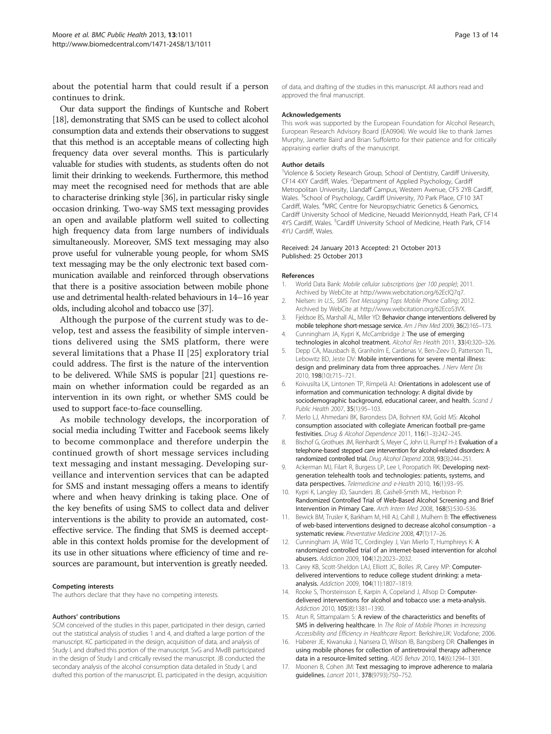about the potential harm that could result if a person continues to drink.

Our data support the findings of Kuntsche and Robert [18], demonstrating that SMS can be used to collect alcohol consumption data and extends their observations to suggest that this method is an acceptable means of collecting high frequency data over several months. This is particularly valuable for studies with students, as students often do not limit their drinking to weekends. Furthermore, this method may meet the recognised need for methods that are able to characterise drinking style [36], in particular risky single occasion drinking. Two-way SMS text messaging provides an open and available platform well suited to collecting high frequency data from large numbers of individuals simultaneously. Moreover, SMS text messaging may also prove useful for vulnerable young people, for whom SMS text messaging may be the only electronic text based communication available and reinforced through observations that there is a positive association between mobile phone use and detrimental health-related behaviours in 14–16 year olds, including alcohol and tobacco use [37].

Although the purpose of the current study was to develop, test and assess the feasibility of simple interventions delivered using the SMS platform, there were several limitations that a Phase II [25] exploratory trial could address. The first is the nature of the intervention to be delivered. While SMS is popular [21] questions remain on whether information could be regarded as an intervention in its own right, or whether SMS could be used to support face-to-face counselling.

As mobile technology develops, the incorporation of social media including Twitter and Facebook seems likely to become commonplace and therefore underpin the continued growth of short message services including text messaging and instant messaging. Developing surveillance and intervention services that can be adapted for SMS and instant messaging offers a means to identify where and when heavy drinking is taking place. One of the key benefits of using SMS to collect data and deliver interventions is the ability to provide an automated, cost-effective service. The finding that SMS is deemed acceptable in this context holds promise for the development of its use in other situations where efficiency of time and resources are paramount, but intervention is greatly needed.

#### Competing interests

The authors declare that they have no competing interests.

#### Authors' contributions

SCM conceived of the studies in this paper, participated in their design, carried out the statistical analysis of studies 1 and 4, and drafted a large portion of the manuscript. KC participated in the design, acquisition of data, and analysis of Study I, and drafted this portion of the manuscript. SvG and MvdB participated in the design of Study I and critically revised the manuscript. JB conducted the secondary analysis of the alcohol consumption data detailed in Study I, and drafted this portion of the manuscript. EL participated in the design, acquisition of data, and drafting of the studies in this manuscript. All authors read and approved the final manuscript.

#### Acknowledgements

This work was supported by the European Foundation for Alcohol Research, European Research Advisory Board (EA0904). We would like to thank James Murphy, Janette Baird and Brian Suffoletto for their patience and for critically appraising earlier drafts of the manuscript.

#### Author details

[1]Violence & Society Research Group, School of Dentistry, Cardiff University, CF14 4XY Cardiff, Wales. [2]Department of Applied Psychology, Cardiff Metropolitan University, Llandaff Campus, Western Avenue, CF5 2YB Cardiff, Wales. [3]School of Psychology, Cardiff University, 70 Park Place, CF10 3AT Cardiff, Wales. [4]MRC Centre for Neuropsychiatric Genetics & Genomics, Cardiff University School of Medicine, Neuadd Meirionnydd, Heath Park, CF14 4YS Cardiff, Wales. [5]Cardiff University School of Medicine, Heath Park, CF14 4YU Cardiff, Wales.

Received: 24 January 2013 Accepted: 21 October 2013
Published: 25 October 2013

#### References

1. World Data Bank: *Mobile cellular subscriptions (per 100 people)*; 2011. Archived by WebCite at http://www.webcitation.org/62EcIQ7q7.
2. Nielsen: *In U.S., SMS Text Messaging Tops Mobile Phone Calling*; 2012. Archived by WebCite at http://www.webcitation.org/62EcoS3VX.
3. Fjeldsoe BS, Marshall AL, Miller YD: **Behavior change interventions delivered by mobile telephone short-message service.** *Am J Prev Med* 2009, **36**(2):165–173.
4. Cunningham JA, Kypri K, McCambridge J: **The use of emerging technologies in alcohol treatment.** *Alcohol Res Health* 2011, **33**(4):320–326.
5. Depp CA, Mausbach B, Granholm E, Cardenas V, Ben-Zeev D, Patterson TL, Lebowitz BD, Jeste DV: **Mobile interventions for severe mental illness: design and preliminary data from three approaches.** *J Nerv Ment Dis* 2010, **198**(10):715–721.
6. Koivusilta LK, Lintonen TP, Rimpelä AJ: **Orientations in adolescent use of information and communication technology: A digital divide by sociodemographic background, educational career, and health.** *Scand J Public Health* 2007, **35**(1):95–103.
7. Merlo LJ, Ahmedani BK, Barondess DA, Bohnert KM, Gold MS: **Alcohol consumption associated with collegiate American football pre-game festivities.** *Drug & Alcohol Dependence* 2011, **116**(1–3):242–245.
8. Bischof G, Grothues JM, Reinhardt S, Meyer C, John U, Rumpf H-J: **Evaluation of a telephone-based stepped care intervention for alcohol-related disorders: A randomized controlled trial.** *Drug Alcohol Depend* 2008, **93**(3):244–251.
9. Ackerman MJ, Filart R, Burgess LP, Lee I, Poropatich RK: **Developing next-generation telehealth tools and technologies: patients, systems, and data perspectives.** *Telemedicine and e-Health* 2010, **16**(1):93–95.
10. Kypri K, Langley JD, Saunders JB, Cashell-Smith ML, Herbison P: **Randomized Controlled Trial of Web-Based Alcohol Screening and Brief Intervention in Primary Care.** *Arch Intern Med* 2008, **168**(5):530–536.
11. Bewick BM, Trusler K, Barkham M, Hill AJ, Cahill J, Mulhern B: **The effectiveness of web-based interventions designed to decrease alcohol consumption - a systematic review.** *Preventative Medicine* 2008, **47**(1):17–26.
12. Cunningham JA, Wild TC, Cordingley J, Van Mierlo T, Humphreys K: **A randomized controlled trial of an internet-based intervention for alcohol abusers.** *Addiction* 2009, **104**(12):2023–2032.
13. Carey KB, Scott-Sheldon LAJ, Elliott JC, Bolles JR, Carey MP: **Computer-delivered interventions to reduce college student drinking: a meta-analysis.** *Addiction* 2009, **104**(11):1807–1819.
14. Rooke S, Thorsteinsson E, Karpin A, Copeland J, Allsop D: **Computer-delivered interventions for alcohol and tobacco use: a meta-analysis.** *Addiction* 2010, **105**(8):1381–1390.
15. Atun R, Sittampalam S: **A review of the characteristics and benefits of SMS in delivering healthcare.** In *The Role of Mobile Phones in Increasing Accessibility and Efficiency in Healthcare Report.* Berkshire,UK: Vodafone; 2006.
16. Haberer JE, Kiwanuka J, Nansera D, Wilson IB, Bangsberg DR: **Challenges in using mobile phones for collection of antiretroviral therapy adherence data in a resource-limited setting.** *AIDS Behav* 2010, **14**(6):1294–1301.
17. Moonen B, Cohen JM: **Text messaging to improve adherence to malaria guidelines.** *Lancet* 2011, **378**(9793):750–752.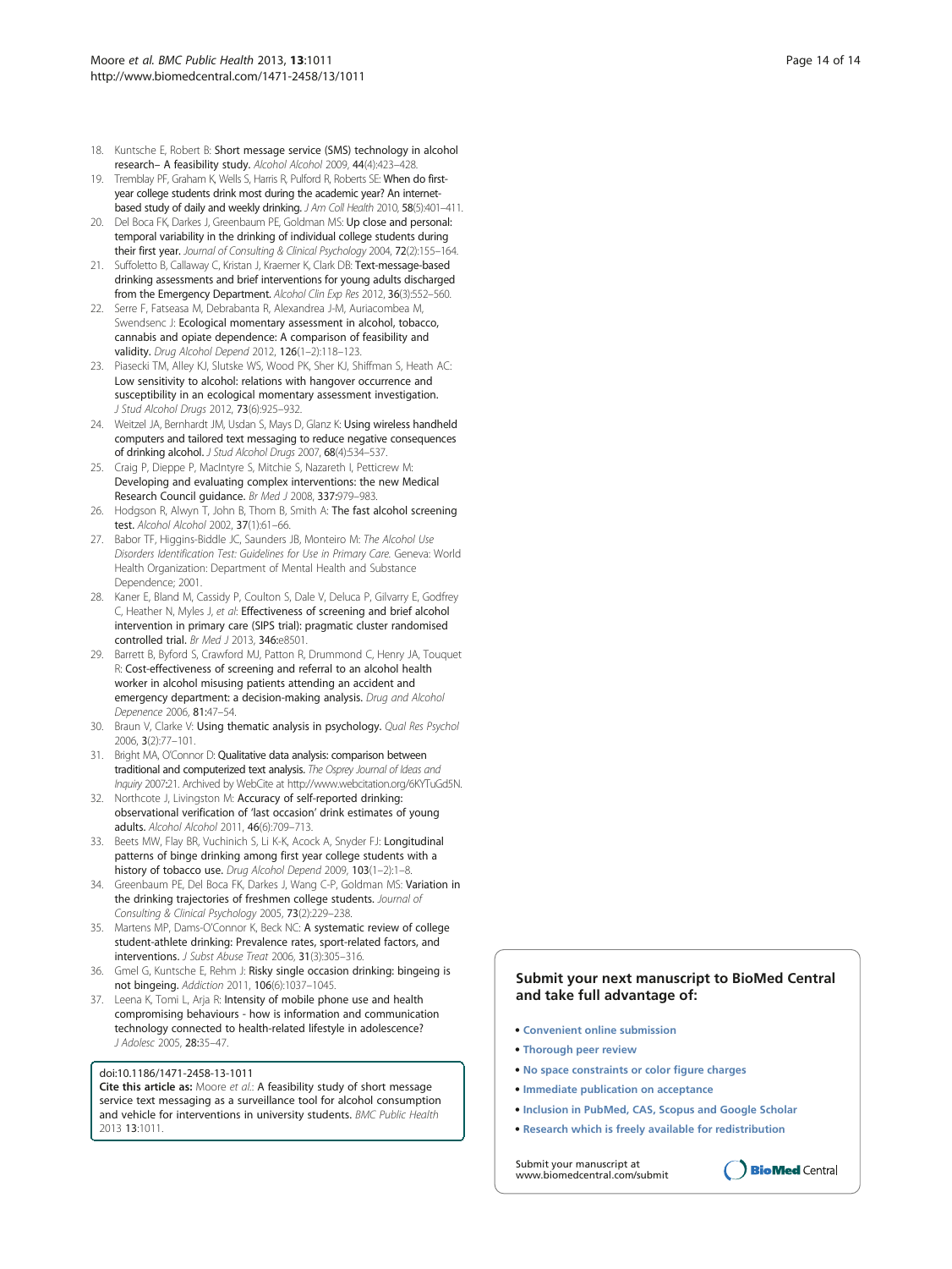18. Kuntsche E, Robert B: **Short message service (SMS) technology in alcohol research– A feasibility study.** *Alcohol Alcohol* 2009, **44**(4):423–428.
19. Tremblay PF, Graham K, Wells S, Harris R, Pulford R, Roberts SE: **When do first-year college students drink most during the academic year? An internet-based study of daily and weekly drinking.** *J Am Coll Health* 2010, **58**(5):401–411.
20. Del Boca FK, Darkes J, Greenbaum PE, Goldman MS: **Up close and personal: temporal variability in the drinking of individual college students during their first year.** *Journal of Consulting & Clinical Psychology* 2004, **72**(2):155–164.
21. Suffoletto B, Callaway C, Kristan J, Kraemer K, Clark DB: **Text-message-based drinking assessments and brief interventions for young adults discharged from the Emergency Department.** *Alcohol Clin Exp Res* 2012, **36**(3):552–560.
22. Serre F, Fatseasa M, Debrabanta R, Alexandrea J-M, Auriacombea M, Swendsenc J: **Ecological momentary assessment in alcohol, tobacco, cannabis and opiate dependence: A comparison of feasibility and validity.** *Drug Alcohol Depend* 2012, **126**(1–2):118–123.
23. Piasecki TM, Alley KJ, Slutske WS, Wood PK, Sher KJ, Shiffman S, Heath AC: **Low sensitivity to alcohol: relations with hangover occurrence and susceptibility in an ecological momentary assessment investigation.** *J Stud Alcohol Drugs* 2012, **73**(6):925–932.
24. Weitzel JA, Bernhardt JM, Usdan S, Mays D, Glanz K: **Using wireless handheld computers and tailored text messaging to reduce negative consequences of drinking alcohol.** *J Stud Alcohol Drugs* 2007, **68**(4):534–537.
25. Craig P, Dieppe P, MacIntyre S, Mitchie S, Nazareth I, Petticrew M: **Developing and evaluating complex interventions: the new Medical Research Council guidance.** *Br Med J* 2008, **337**:979–983.
26. Hodgson R, Alwyn T, John B, Thom B, Smith A: **The fast alcohol screening test.** *Alcohol Alcohol* 2002, **37**(1):61–66.
27. Babor TF, Higgins-Biddle JC, Saunders JB, Monteiro M: *The Alcohol Use Disorders Identification Test: Guidelines for Use in Primary Care.* Geneva: World Health Organization: Department of Mental Health and Substance Dependence; 2001.
28. Kaner E, Bland M, Cassidy P, Coulton S, Dale V, Deluca P, Gilvarry E, Godfrey C, Heather N, Myles J, *et al*: **Effectiveness of screening and brief alcohol intervention in primary care (SIPS trial): pragmatic cluster randomised controlled trial.** *Br Med J* 2013, **346**:e8501.
29. Barrett B, Byford S, Crawford MJ, Patton R, Drummond C, Henry JA, Touquet R: **Cost-effectiveness of screening and referral to an alcohol health worker in alcohol misusing patients attending an accident and emergency department: a decision-making analysis.** *Drug and Alcohol Depenence* 2006, **81**:47–54.
30. Braun V, Clarke V: **Using thematic analysis in psychology.** *Qual Res Psychol* 2006, **3**(2):77–101.
31. Bright MA, O'Connor D: **Qualitative data analysis: comparison between traditional and computerized text analysis.** *The Osprey Journal of Ideas and Inquiry* 2007:21. Archived by WebCite at http://www.webcitation.org/6KYTuGd5N.
32. Northcote J, Livingston M: **Accuracy of self-reported drinking: observational verification of 'last occasion' drink estimates of young adults.** *Alcohol Alcohol* 2011, **46**(6):709–713.
33. Beets MW, Flay BR, Vuchinich S, Li K-K, Acock A, Snyder FJ: **Longitudinal patterns of binge drinking among first year college students with a history of tobacco use.** *Drug Alcohol Depend* 2009, **103**(1–2):1–8.
34. Greenbaum PE, Del Boca FK, Darkes J, Wang C-P, Goldman MS: **Variation in the drinking trajectories of freshmen college students.** *Journal of Consulting & Clinical Psychology* 2005, **73**(2):229–238.
35. Martens MP, Dams-O'Connor K, Beck NC: **A systematic review of college student-athlete drinking: Prevalence rates, sport-related factors, and interventions.** *J Subst Abuse Treat* 2006, **31**(3):305–316.
36. Gmel G, Kuntsche E, Rehm J: **Risky single occasion drinking: bingeing is not bingeing.** *Addiction* 2011, **106**(6):1037–1045.
37. Leena K, Tomi L, Arja R: **Intensity of mobile phone use and health compromising behaviours - how is information and communication technology connected to health-related lifestyle in adolescence?** *J Adolesc* 2005, **28**:35–47.

doi:10.1186/1471-2458-13-1011

**Cite this article as:** Moore *et al.*: A feasibility study of short message service text messaging as a surveillance tool for alcohol consumption and vehicle for interventions in university students. *BMC Public Health* 2013 **13**:1011.

**Submit your next manuscript to BioMed Central and take full advantage of:**

- **Convenient online submission**
- **Thorough peer review**
- **No space constraints or color figure charges**
- **Immediate publication on acceptance**
- **Inclusion in PubMed, CAS, Scopus and Google Scholar**
- **Research which is freely available for redistribution**

Submit your manuscript at www.biomedcentral.com/submit

BioMed Central